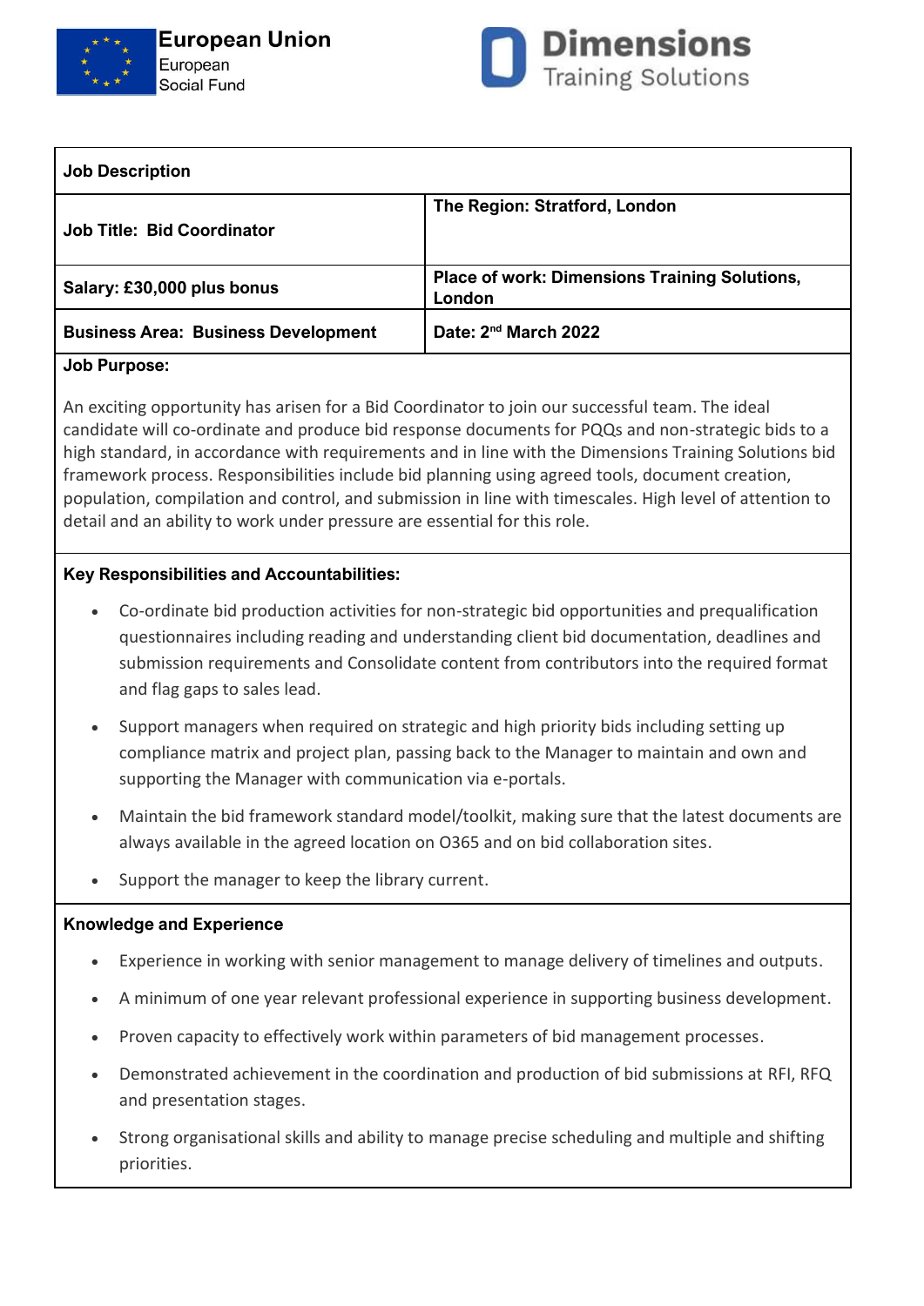European Union
European
Social Fund

**Dimensions**
Training Solutions

| Job Description | |
|---|---|
| **Job Title: Bid Coordinator** | **The Region: Stratford, London** |
| **Salary: £30,000 plus bonus** | **Place of work: Dimensions Training Solutions, London** |
| **Business Area: Business Development** | **Date: 2nd March 2022** |

**Job Purpose:**

An exciting opportunity has arisen for a Bid Coordinator to join our successful team. The ideal candidate will co-ordinate and produce bid response documents for PQQs and non-strategic bids to a high standard, in accordance with requirements and in line with the Dimensions Training Solutions bid framework process. Responsibilities include bid planning using agreed tools, document creation, population, compilation and control, and submission in line with timescales. High level of attention to detail and an ability to work under pressure are essential for this role.

**Key Responsibilities and Accountabilities:**

- Co-ordinate bid production activities for non-strategic bid opportunities and prequalification questionnaires including reading and understanding client bid documentation, deadlines and submission requirements and Consolidate content from contributors into the required format and flag gaps to sales lead.
- Support managers when required on strategic and high priority bids including setting up compliance matrix and project plan, passing back to the Manager to maintain and own and supporting the Manager with communication via e-portals.
- Maintain the bid framework standard model/toolkit, making sure that the latest documents are always available in the agreed location on O365 and on bid collaboration sites.
- Support the manager to keep the library current.

**Knowledge and Experience**

- Experience in working with senior management to manage delivery of timelines and outputs.
- A minimum of one year relevant professional experience in supporting business development.
- Proven capacity to effectively work within parameters of bid management processes.
- Demonstrated achievement in the coordination and production of bid submissions at RFI, RFQ and presentation stages.
- Strong organisational skills and ability to manage precise scheduling and multiple and shifting priorities.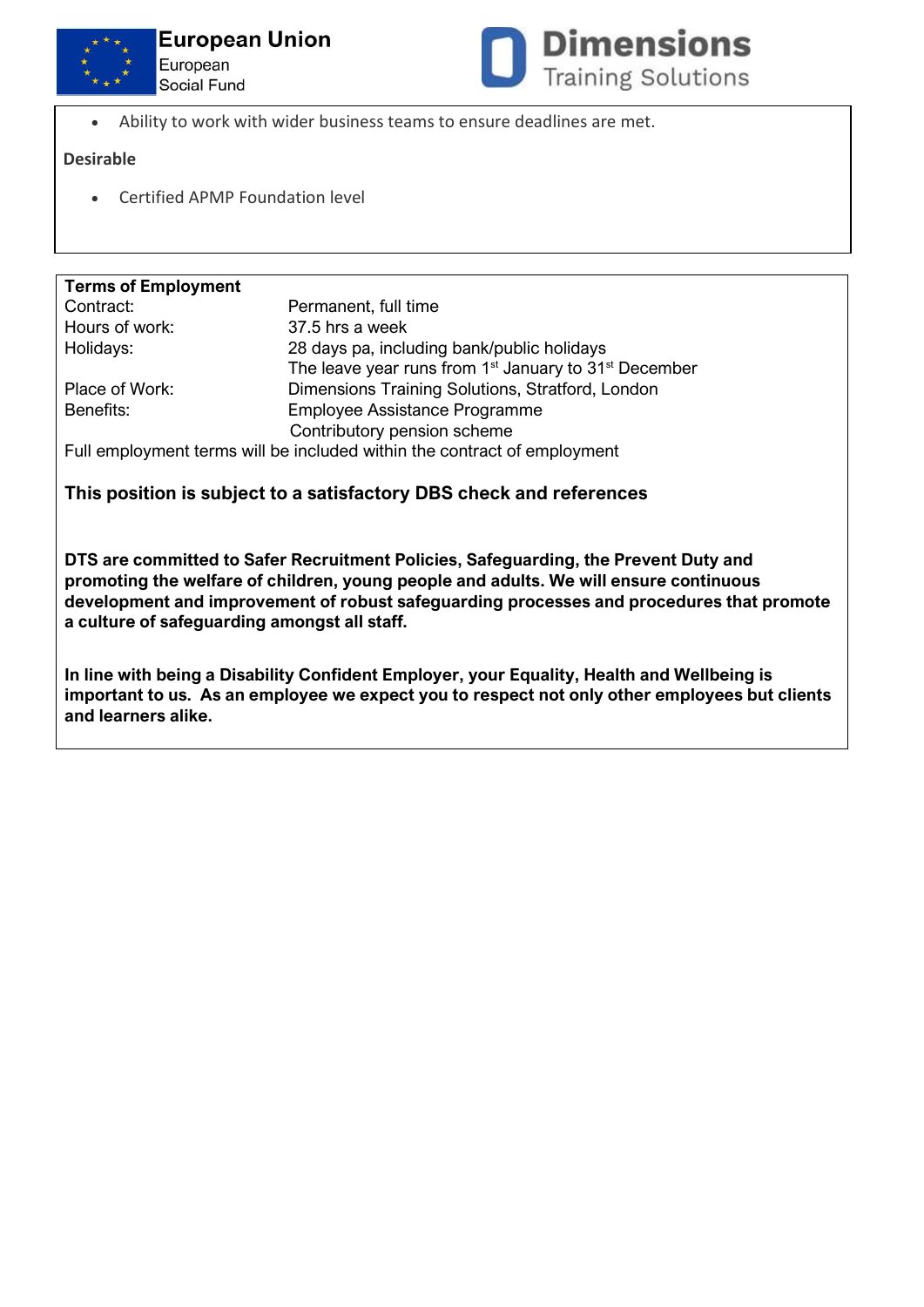- Ability to work with wider business teams to ensure deadlines are met.

**Desirable**

- Certified APMP Foundation level

**Terms of Employment**

| | |
|---|---|
| Contract: | Permanent, full time |
| Hours of work: | 37.5 hrs a week |
| Holidays: | 28 days pa, including bank/public holidays<br>The leave year runs from 1st January to 31st December |
| Place of Work: | Dimensions Training Solutions, Stratford, London |
| Benefits: | Employee Assistance Programme<br>Contributory pension scheme |

Full employment terms will be included within the contract of employment

**This position is subject to a satisfactory DBS check and references**

**DTS are committed to Safer Recruitment Policies, Safeguarding, the Prevent Duty and promoting the welfare of children, young people and adults. We will ensure continuous development and improvement of robust safeguarding processes and procedures that promote a culture of safeguarding amongst all staff.**

**In line with being a Disability Confident Employer, your Equality, Health and Wellbeing is important to us. As an employee we expect you to respect not only other employees but clients and learners alike.**